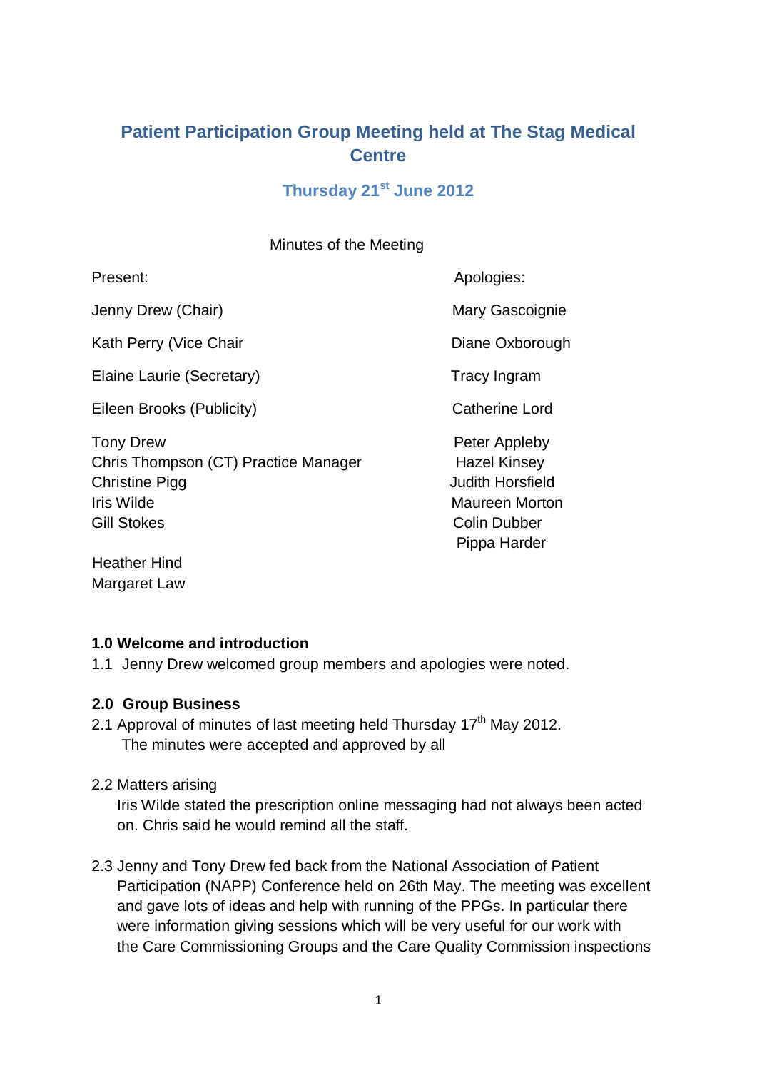# Patient Participation Group Meeting held at The Stag Medical Centre

## Thursday 21st June 2012

Minutes of the Meeting

| Present: | Apologies: |
|---|---|
| Jenny Drew (Chair) | Mary Gascoignie |
| Kath Perry (Vice Chair | Diane Oxborough |
| Elaine Laurie (Secretary) | Tracy Ingram |
| Eileen Brooks (Publicity) | Catherine Lord |
| Tony Drew | Peter Appleby |
| Chris Thompson (CT) Practice Manager | Hazel Kinsey |
| Christine Pigg | Judith Horsfield |
| Iris Wilde | Maureen Morton |
| Gill Stokes | Colin Dubber |
| | Pippa Harder |
| Heather Hind | |
| Margaret Law | |

**1.0 Welcome and introduction**

1.1 Jenny Drew welcomed group members and apologies were noted.

**2.0 Group Business**

2.1 Approval of minutes of last meeting held Thursday 17th May 2012.
The minutes were accepted and approved by all

2.2 Matters arising
Iris Wilde stated the prescription online messaging had not always been acted on. Chris said he would remind all the staff.

2.3 Jenny and Tony Drew fed back from the National Association of Patient Participation (NAPP) Conference held on 26th May. The meeting was excellent and gave lots of ideas and help with running of the PPGs. In particular there were information giving sessions which will be very useful for our work with the Care Commissioning Groups and the Care Quality Commission inspections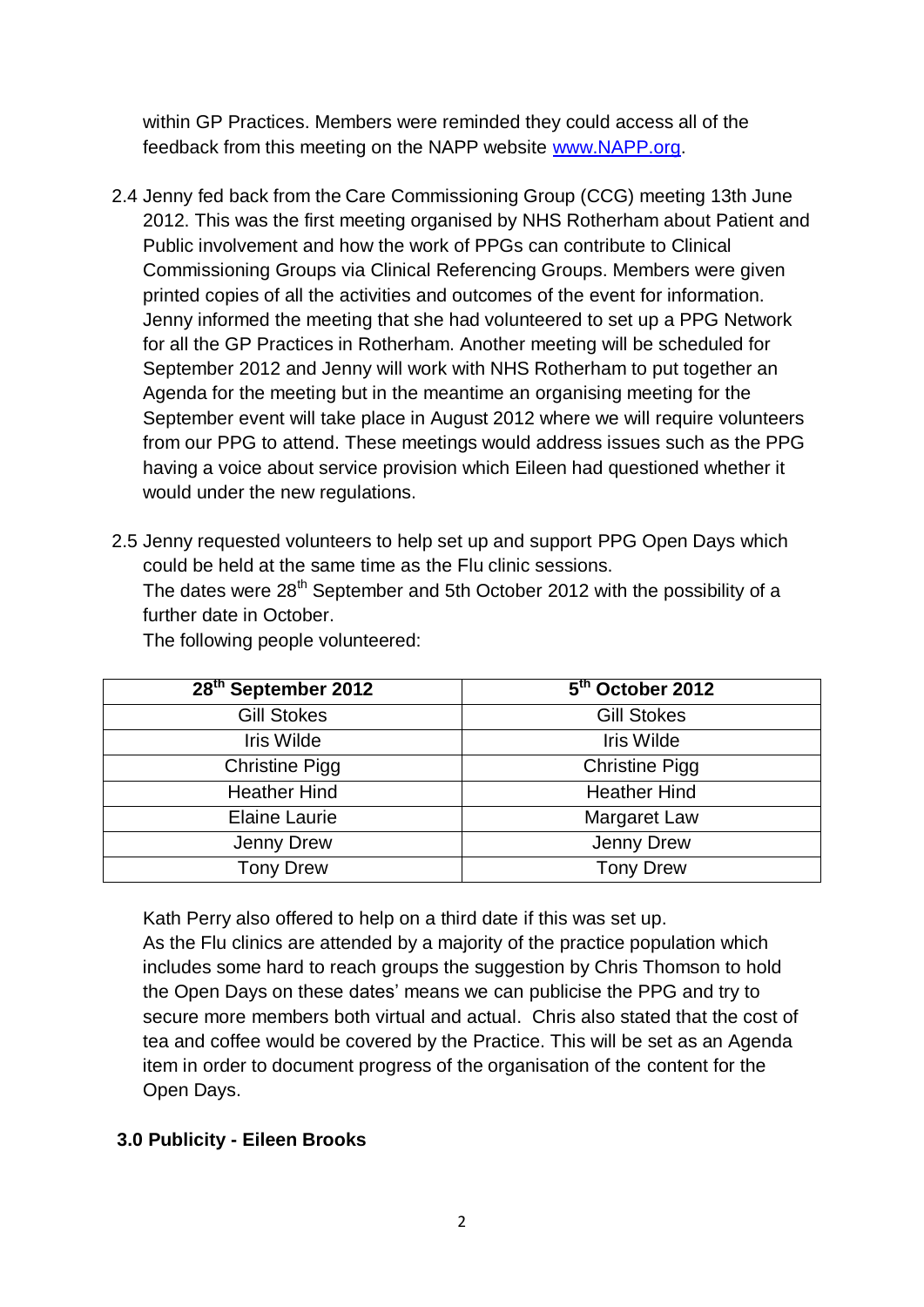within GP Practices. Members were reminded they could access all of the feedback from this meeting on the NAPP website [www.NAPP.org](http://www.NAPP.org).

2.4 Jenny fed back from the Care Commissioning Group (CCG) meeting 13th June 2012. This was the first meeting organised by NHS Rotherham about Patient and Public involvement and how the work of PPGs can contribute to Clinical Commissioning Groups via Clinical Referencing Groups. Members were given printed copies of all the activities and outcomes of the event for information. Jenny informed the meeting that she had volunteered to set up a PPG Network for all the GP Practices in Rotherham. Another meeting will be scheduled for September 2012 and Jenny will work with NHS Rotherham to put together an Agenda for the meeting but in the meantime an organising meeting for the September event will take place in August 2012 where we will require volunteers from our PPG to attend. These meetings would address issues such as the PPG having a voice about service provision which Eileen had questioned whether it would under the new regulations.

2.5 Jenny requested volunteers to help set up and support PPG Open Days which could be held at the same time as the Flu clinic sessions.
The dates were 28th September and 5th October 2012 with the possibility of a further date in October.
The following people volunteered:

| 28th September 2012 | 5th October 2012 |
|---|---|
| Gill Stokes | Gill Stokes |
| Iris Wilde | Iris Wilde |
| Christine Pigg | Christine Pigg |
| Heather Hind | Heather Hind |
| Elaine Laurie | Margaret Law |
| Jenny Drew | Jenny Drew |
| Tony Drew | Tony Drew |

Kath Perry also offered to help on a third date if this was set up.
As the Flu clinics are attended by a majority of the practice population which includes some hard to reach groups the suggestion by Chris Thomson to hold the Open Days on these dates' means we can publicise the PPG and try to secure more members both virtual and actual. Chris also stated that the cost of tea and coffee would be covered by the Practice. This will be set as an Agenda item in order to document progress of the organisation of the content for the Open Days.

**3.0 Publicity - Eileen Brooks**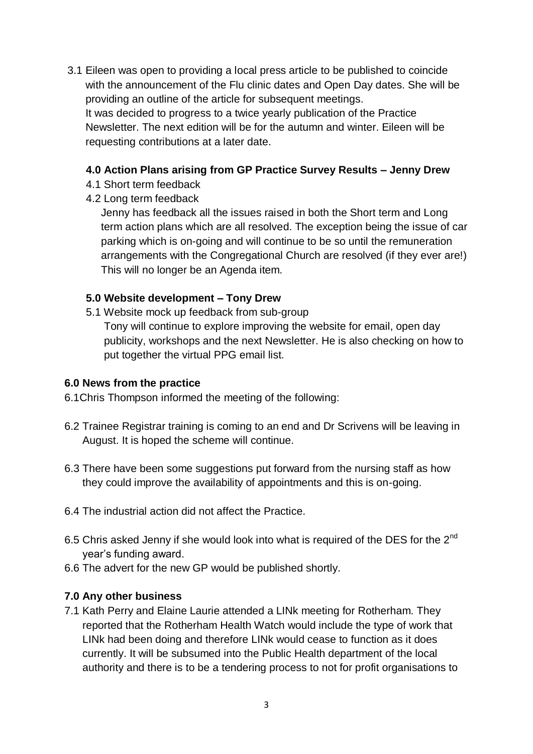3.1 Eileen was open to providing a local press article to be published to coincide with the announcement of the Flu clinic dates and Open Day dates. She will be providing an outline of the article for subsequent meetings.
It was decided to progress to a twice yearly publication of the Practice Newsletter. The next edition will be for the autumn and winter. Eileen will be requesting contributions at a later date.

**4.0 Action Plans arising from GP Practice Survey Results – Jenny Drew**

4.1 Short term feedback

4.2 Long term feedback

Jenny has feedback all the issues raised in both the Short term and Long term action plans which are all resolved. The exception being the issue of car parking which is on-going and will continue to be so until the remuneration arrangements with the Congregational Church are resolved (if they ever are!) This will no longer be an Agenda item.

**5.0 Website development – Tony Drew**

5.1 Website mock up feedback from sub-group

Tony will continue to explore improving the website for email, open day publicity, workshops and the next Newsletter. He is also checking on how to put together the virtual PPG email list.

**6.0 News from the practice**

6.1Chris Thompson informed the meeting of the following:

6.2 Trainee Registrar training is coming to an end and Dr Scrivens will be leaving in August. It is hoped the scheme will continue.

6.3 There have been some suggestions put forward from the nursing staff as how they could improve the availability of appointments and this is on-going.

6.4 The industrial action did not affect the Practice.

6.5 Chris asked Jenny if she would look into what is required of the DES for the 2nd year's funding award.

6.6 The advert for the new GP would be published shortly.

**7.0 Any other business**

7.1 Kath Perry and Elaine Laurie attended a LINk meeting for Rotherham. They reported that the Rotherham Health Watch would include the type of work that LINk had been doing and therefore LINk would cease to function as it does currently. It will be subsumed into the Public Health department of the local authority and there is to be a tendering process to not for profit organisations to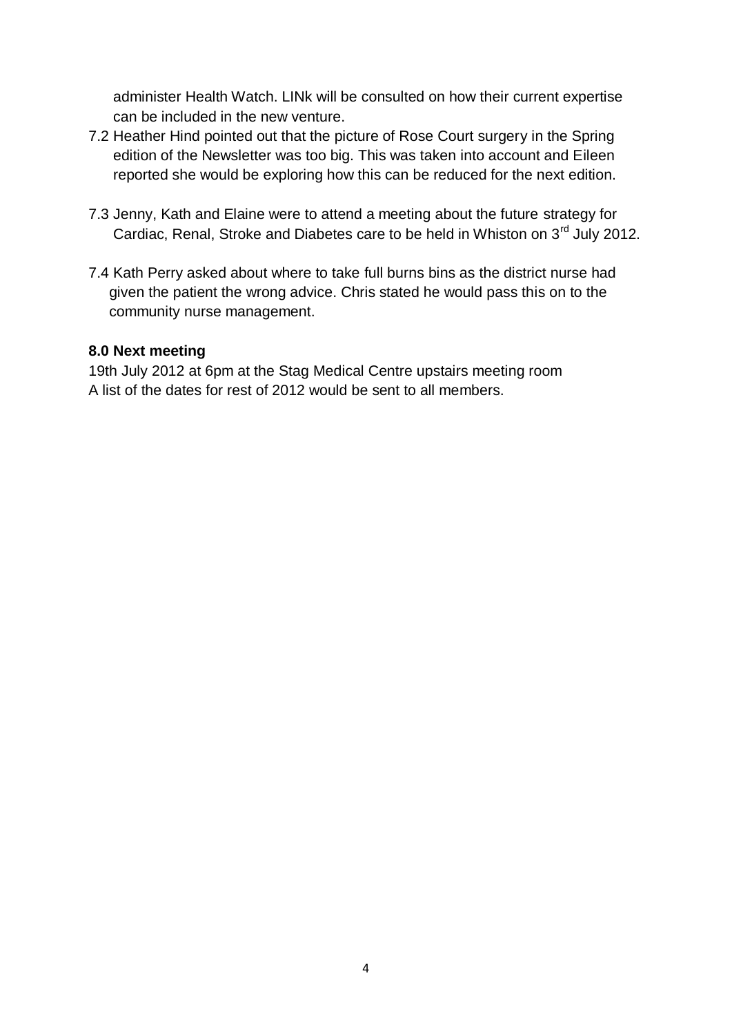administer Health Watch. LINk will be consulted on how their current expertise can be included in the new venture.

7.2 Heather Hind pointed out that the picture of Rose Court surgery in the Spring edition of the Newsletter was too big. This was taken into account and Eileen reported she would be exploring how this can be reduced for the next edition.

7.3 Jenny, Kath and Elaine were to attend a meeting about the future strategy for Cardiac, Renal, Stroke and Diabetes care to be held in Whiston on 3rd July 2012.

7.4 Kath Perry asked about where to take full burns bins as the district nurse had given the patient the wrong advice. Chris stated he would pass this on to the community nurse management.

**8.0 Next meeting**

19th July 2012 at 6pm at the Stag Medical Centre upstairs meeting room
A list of the dates for rest of 2012 would be sent to all members.